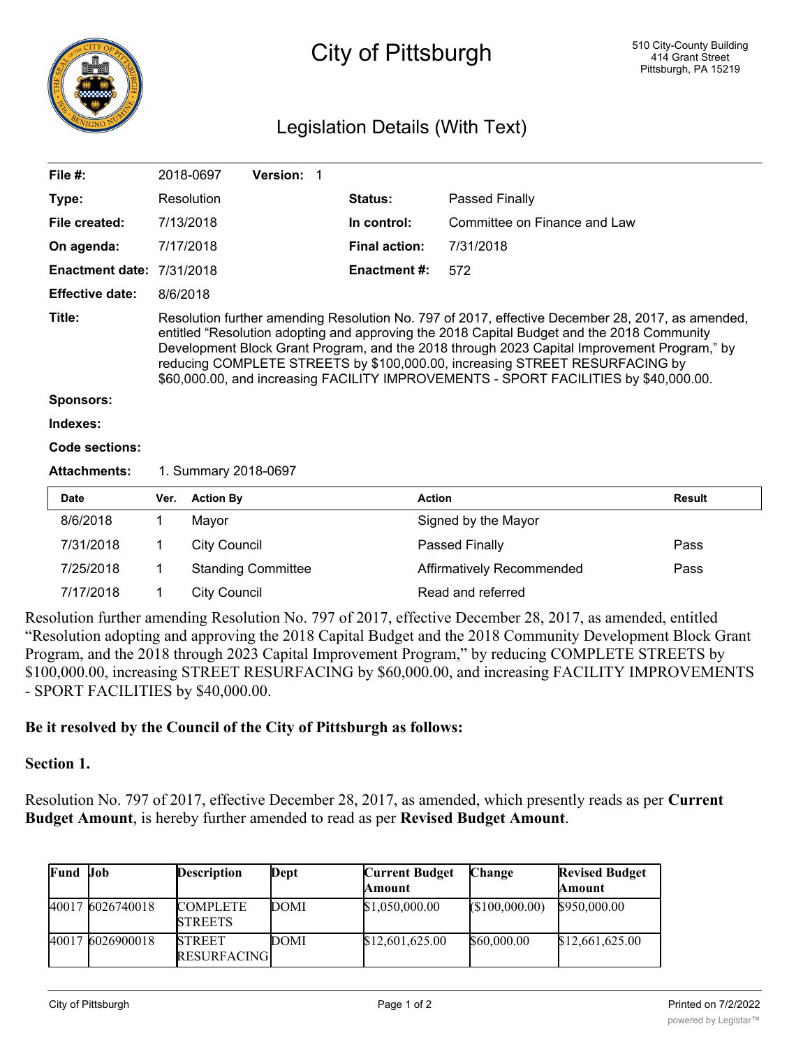# City of Pittsburgh

510 City-County Building
414 Grant Street
Pittsburgh, PA 15219

## Legislation Details (With Text)

| | | | |
|---|---|---|---|
| **File #:** | 2018-0697 **Version:** 1 | | |
| **Type:** | Resolution | **Status:** | Passed Finally |
| **File created:** | 7/13/2018 | **In control:** | Committee on Finance and Law |
| **On agenda:** | 7/17/2018 | **Final action:** | 7/31/2018 |
| **Enactment date:** | 7/31/2018 | **Enactment #:** | 572 |
| **Effective date:** | 8/6/2018 | | |

**Title:** Resolution further amending Resolution No. 797 of 2017, effective December 28, 2017, as amended, entitled "Resolution adopting and approving the 2018 Capital Budget and the 2018 Community Development Block Grant Program, and the 2018 through 2023 Capital Improvement Program," by reducing COMPLETE STREETS by $100,000.00, increasing STREET RESURFACING by $60,000.00, and increasing FACILITY IMPROVEMENTS - SPORT FACILITIES by $40,000.00.

**Sponsors:**

**Indexes:**

**Code sections:**

**Attachments:** 1. Summary 2018-0697

| Date | Ver. | Action By | Action | Result |
|---|---|---|---|---|
| 8/6/2018 | 1 | Mayor | Signed by the Mayor | |
| 7/31/2018 | 1 | City Council | Passed Finally | Pass |
| 7/25/2018 | 1 | Standing Committee | Affirmatively Recommended | Pass |
| 7/17/2018 | 1 | City Council | Read and referred | |

Resolution further amending Resolution No. 797 of 2017, effective December 28, 2017, as amended, entitled "Resolution adopting and approving the 2018 Capital Budget and the 2018 Community Development Block Grant Program, and the 2018 through 2023 Capital Improvement Program," by reducing COMPLETE STREETS by $100,000.00, increasing STREET RESURFACING by $60,000.00, and increasing FACILITY IMPROVEMENTS - SPORT FACILITIES by $40,000.00.

**Be it resolved by the Council of the City of Pittsburgh as follows:**

**Section 1.**

Resolution No. 797 of 2017, effective December 28, 2017, as amended, which presently reads as per **Current Budget Amount**, is hereby further amended to read as per **Revised Budget Amount**.

| Fund | Job | Description | Dept | Current Budget Amount | Change | Revised Budget Amount |
|---|---|---|---|---|---|---|
| 40017 | 6026740018 | COMPLETE STREETS | DOMI | $1,050,000.00 | ($100,000.00) | $950,000.00 |
| 40017 | 6026900018 | STREET RESURFACING | DOMI | $12,601,625.00 | $60,000.00 | $12,661,625.00 |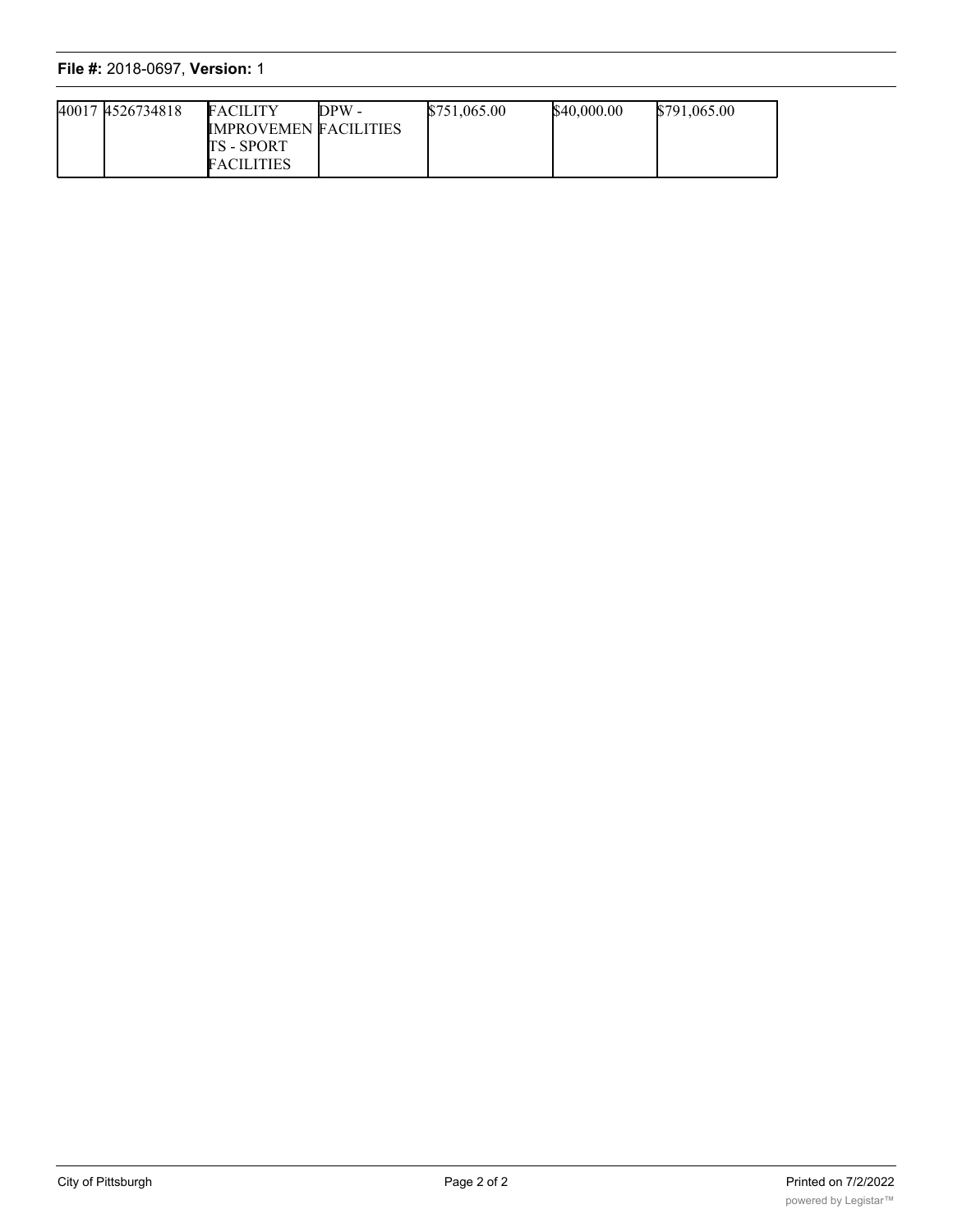| | | | | | | |
|---|---|---|---|---|---|---|
| 40017 | 4526734818 | FACILITY IMPROVEMENTS - SPORT FACILITIES | DPW - FACILITIES | $751,065.00 | $40,000.00 | $791,065.00 |